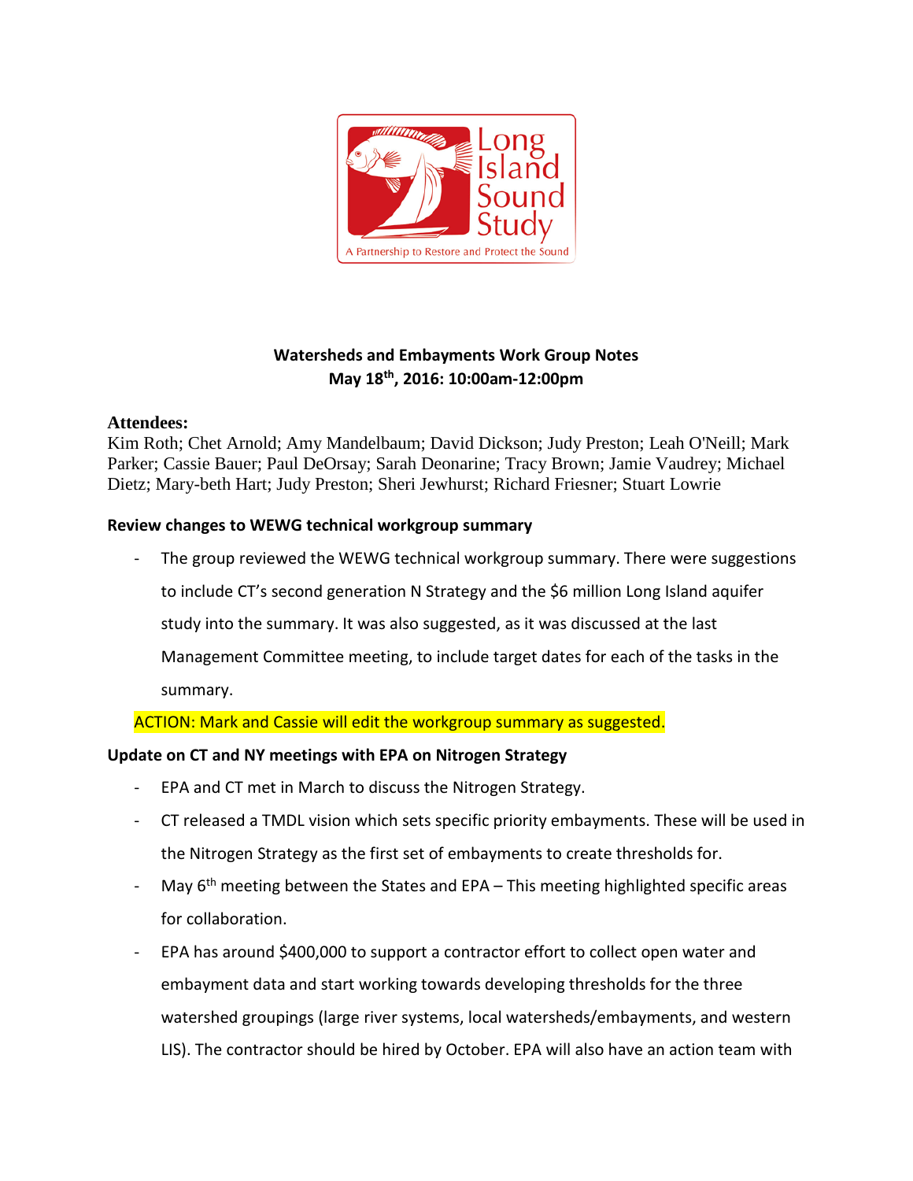Long Island Sound Study

A Partnership to Restore and Protect the Sound

# Watersheds and Embayments Work Group Notes
**May 18th, 2016: 10:00am-12:00pm**

**Attendees:**
Kim Roth; Chet Arnold; Amy Mandelbaum; David Dickson; Judy Preston; Leah O'Neill; Mark Parker; Cassie Bauer; Paul DeOrsay; Sarah Deonarine; Tracy Brown; Jamie Vaudrey; Michael Dietz; Mary-beth Hart; Judy Preston; Sheri Jewhurst; Richard Friesner; Stuart Lowrie

**Review changes to WEWG technical workgroup summary**

- The group reviewed the WEWG technical workgroup summary. There were suggestions to include CT's second generation N Strategy and the $6 million Long Island aquifer study into the summary. It was also suggested, as it was discussed at the last Management Committee meeting, to include target dates for each of the tasks in the summary.

ACTION: Mark and Cassie will edit the workgroup summary as suggested.

**Update on CT and NY meetings with EPA on Nitrogen Strategy**

- EPA and CT met in March to discuss the Nitrogen Strategy.
- CT released a TMDL vision which sets specific priority embayments. These will be used in the Nitrogen Strategy as the first set of embayments to create thresholds for.
- May 6th meeting between the States and EPA – This meeting highlighted specific areas for collaboration.
- EPA has around $400,000 to support a contractor effort to collect open water and embayment data and start working towards developing thresholds for the three watershed groupings (large river systems, local watersheds/embayments, and western LIS). The contractor should be hired by October. EPA will also have an action team with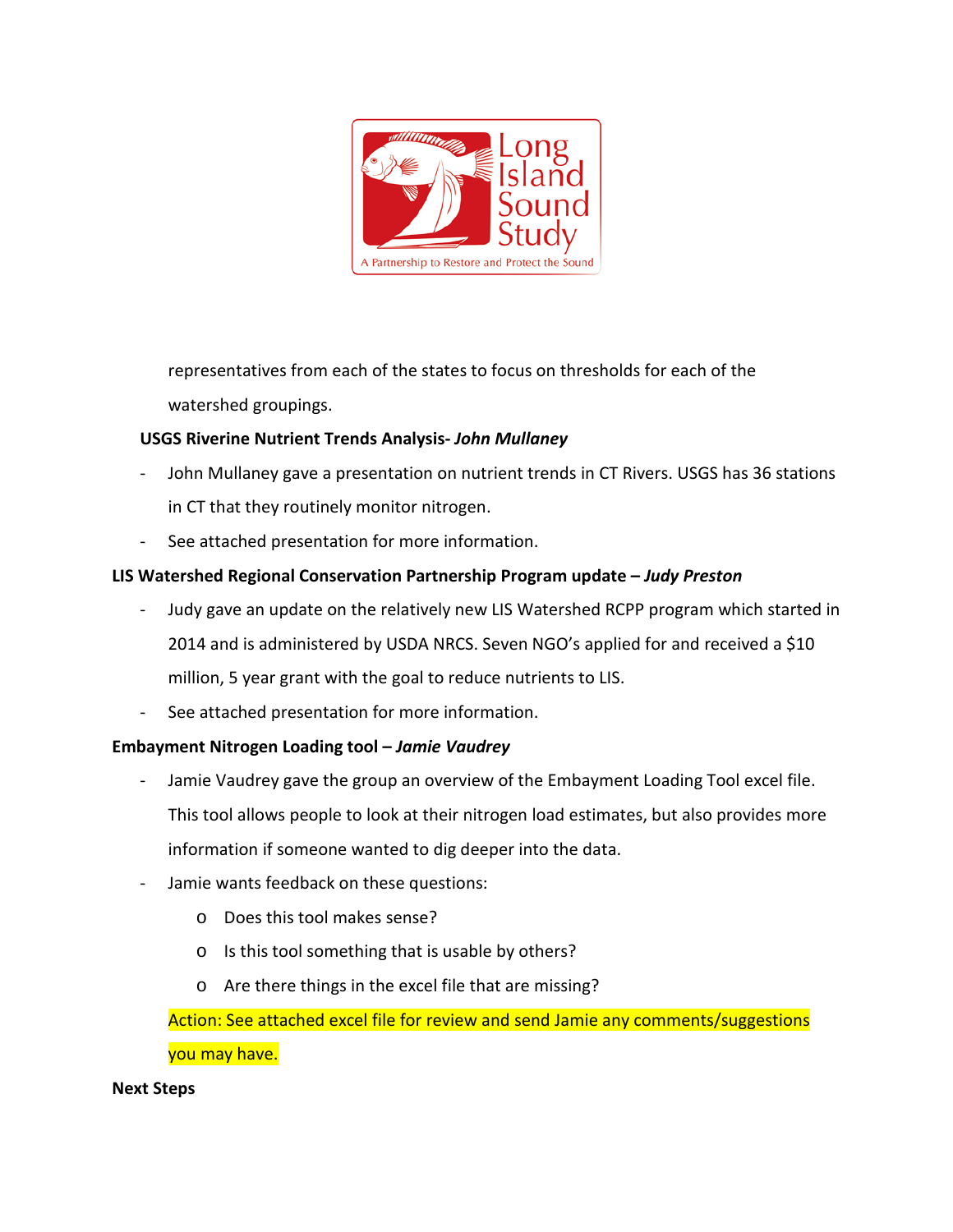representatives from each of the states to focus on thresholds for each of the watershed groupings.

**USGS Riverine Nutrient Trends Analysis-** ***John Mullaney***

- John Mullaney gave a presentation on nutrient trends in CT Rivers. USGS has 36 stations in CT that they routinely monitor nitrogen.
- See attached presentation for more information.

**LIS Watershed Regional Conservation Partnership Program update –** ***Judy Preston***

- Judy gave an update on the relatively new LIS Watershed RCPP program which started in 2014 and is administered by USDA NRCS. Seven NGO's applied for and received a $10 million, 5 year grant with the goal to reduce nutrients to LIS.
- See attached presentation for more information.

**Embayment Nitrogen Loading tool –** ***Jamie Vaudrey***

- Jamie Vaudrey gave the group an overview of the Embayment Loading Tool excel file. This tool allows people to look at their nitrogen load estimates, but also provides more information if someone wanted to dig deeper into the data.
- Jamie wants feedback on these questions:
  - Does this tool makes sense?
  - Is this tool something that is usable by others?
  - Are there things in the excel file that are missing?

Action: See attached excel file for review and send Jamie any comments/suggestions you may have.

**Next Steps**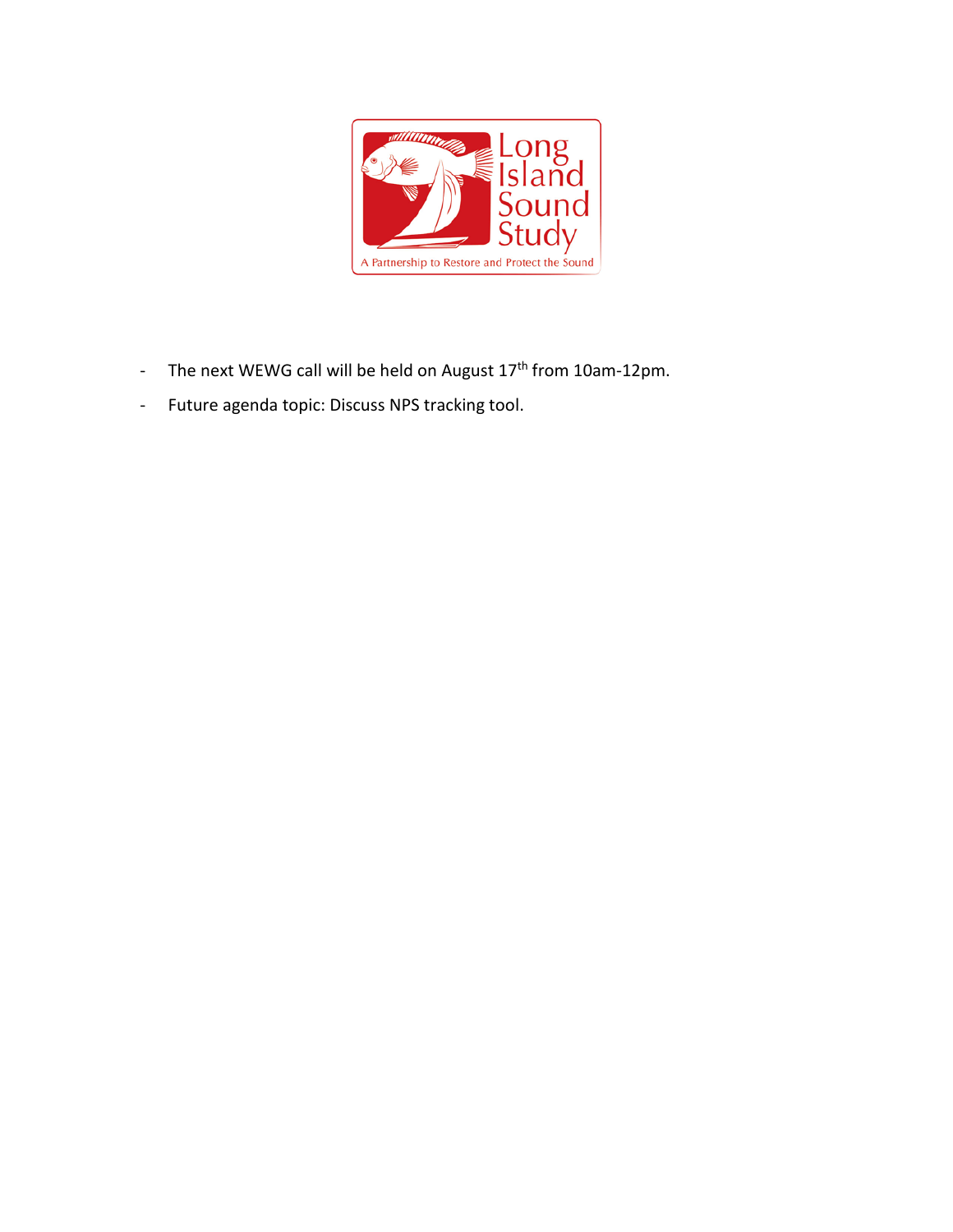- The next WEWG call will be held on August 17th from 10am-12pm.
- Future agenda topic: Discuss NPS tracking tool.